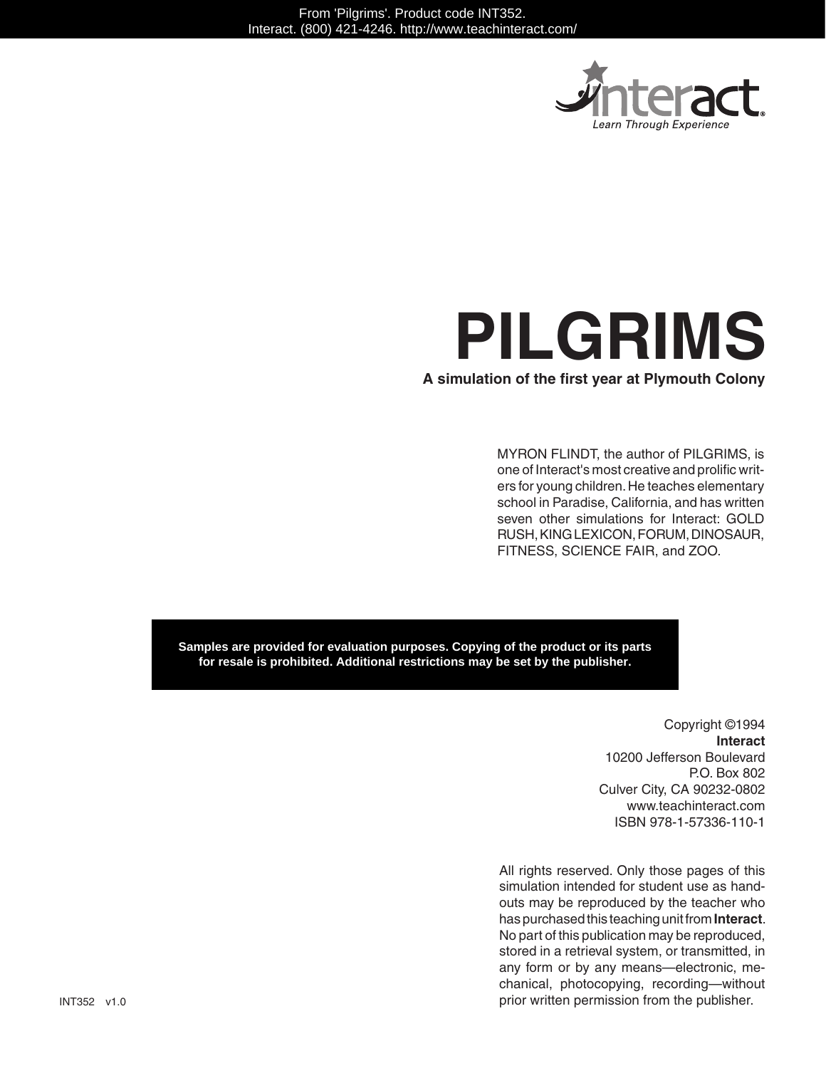From 'Pilgrims'. Product code INT352.
Interact. (800) 421-4246. http://www.teachinteract.com/

Interact®
*Learn Through Experience*

# PILGRIMS

**A simulation of the first year at Plymouth Colony**

MYRON FLINDT, the author of PILGRIMS, is one of Interact's most creative and prolific writers for young children. He teaches elementary school in Paradise, California, and has written seven other simulations for Interact: GOLD RUSH, KING LEXICON, FORUM, DINOSAUR, FITNESS, SCIENCE FAIR, and ZOO.

**Samples are provided for evaluation purposes. Copying of the product or its parts for resale is prohibited. Additional restrictions may be set by the publisher.**

Copyright ©1994
**Interact**
10200 Jefferson Boulevard
P.O. Box 802
Culver City, CA 90232-0802
www.teachinteract.com
ISBN 978-1-57336-110-1

All rights reserved. Only those pages of this simulation intended for student use as handouts may be reproduced by the teacher who has purchased this teaching unit from **Interact**. No part of this publication may be reproduced, stored in a retrieval system, or transmitted, in any form or by any means—electronic, mechanical, photocopying, recording—without prior written permission from the publisher.

INT352 v1.0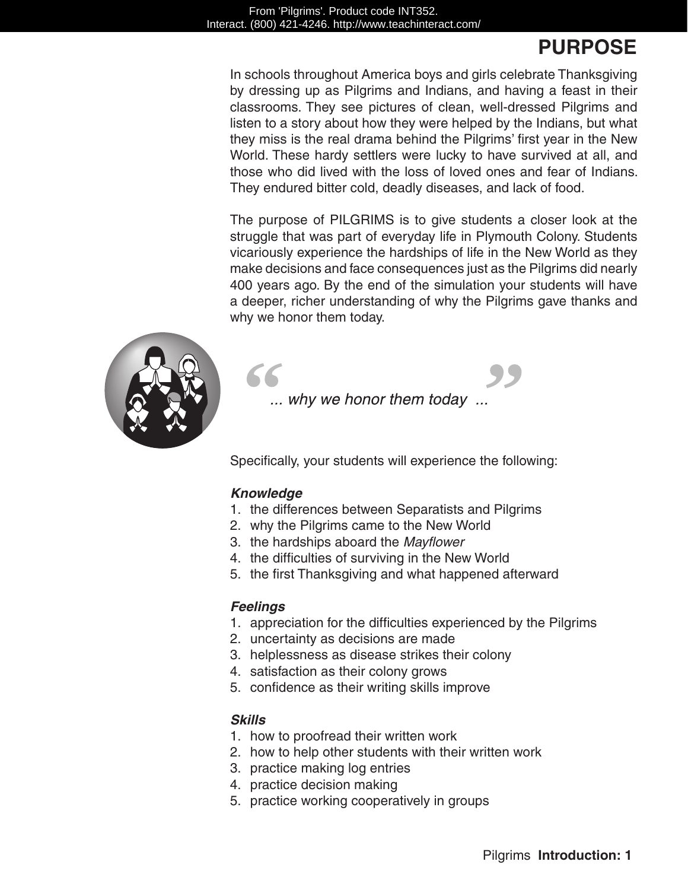# PURPOSE

In schools throughout America boys and girls celebrate Thanksgiving by dressing up as Pilgrims and Indians, and having a feast in their classrooms. They see pictures of clean, well-dressed Pilgrims and listen to a story about how they were helped by the Indians, but what they miss is the real drama behind the Pilgrims' first year in the New World. These hardy settlers were lucky to have survived at all, and those who did lived with the loss of loved ones and fear of Indians. They endured bitter cold, deadly diseases, and lack of food.

The purpose of PILGRIMS is to give students a closer look at the struggle that was part of everyday life in Plymouth Colony. Students vicariously experience the hardships of life in the New World as they make decisions and face consequences just as the Pilgrims did nearly 400 years ago. By the end of the simulation your students will have a deeper, richer understanding of why the Pilgrims gave thanks and why we honor them today.

> *"... why we honor them today ..."*

Specifically, your students will experience the following:

***Knowledge***

1. the differences between Separatists and Pilgrims
2. why the Pilgrims came to the New World
3. the hardships aboard the *Mayflower*
4. the difficulties of surviving in the New World
5. the first Thanksgiving and what happened afterward

***Feelings***

1. appreciation for the difficulties experienced by the Pilgrims
2. uncertainty as decisions are made
3. helplessness as disease strikes their colony
4. satisfaction as their colony grows
5. confidence as their writing skills improve

***Skills***

1. how to proofread their written work
2. how to help other students with their written work
3. practice making log entries
4. practice decision making
5. practice working cooperatively in groups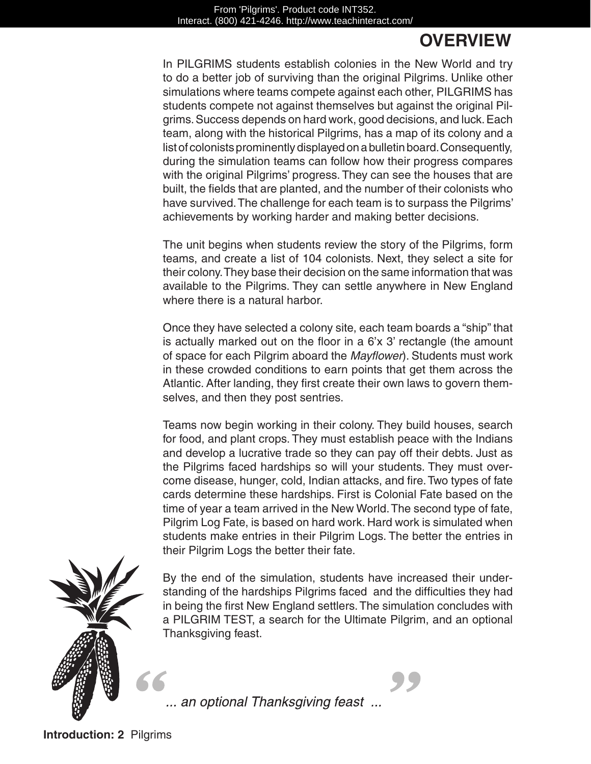# OVERVIEW

In PILGRIMS students establish colonies in the New World and try to do a better job of surviving than the original Pilgrims. Unlike other simulations where teams compete against each other, PILGRIMS has students compete not against themselves but against the original Pilgrims. Success depends on hard work, good decisions, and luck. Each team, along with the historical Pilgrims, has a map of its colony and a list of colonists prominently displayed on a bulletin board. Consequently, during the simulation teams can follow how their progress compares with the original Pilgrims' progress. They can see the houses that are built, the fields that are planted, and the number of their colonists who have survived. The challenge for each team is to surpass the Pilgrims' achievements by working harder and making better decisions.

The unit begins when students review the story of the Pilgrims, form teams, and create a list of 104 colonists. Next, they select a site for their colony. They base their decision on the same information that was available to the Pilgrims. They can settle anywhere in New England where there is a natural harbor.

Once they have selected a colony site, each team boards a "ship" that is actually marked out on the floor in a 6'x 3' rectangle (the amount of space for each Pilgrim aboard the *Mayflower*). Students must work in these crowded conditions to earn points that get them across the Atlantic. After landing, they first create their own laws to govern themselves, and then they post sentries.

Teams now begin working in their colony. They build houses, search for food, and plant crops. They must establish peace with the Indians and develop a lucrative trade so they can pay off their debts. Just as the Pilgrims faced hardships so will your students. They must overcome disease, hunger, cold, Indian attacks, and fire. Two types of fate cards determine these hardships. First is Colonial Fate based on the time of year a team arrived in the New World. The second type of fate, Pilgrim Log Fate, is based on hard work. Hard work is simulated when students make entries in their Pilgrim Logs. The better the entries in their Pilgrim Logs the better their fate.

By the end of the simulation, students have increased their understanding of the hardships Pilgrims faced and the difficulties they had in being the first New England settlers. The simulation concludes with a PILGRIM TEST, a search for the Ultimate Pilgrim, and an optional Thanksgiving feast.

> "*... an optional Thanksgiving feast ...*"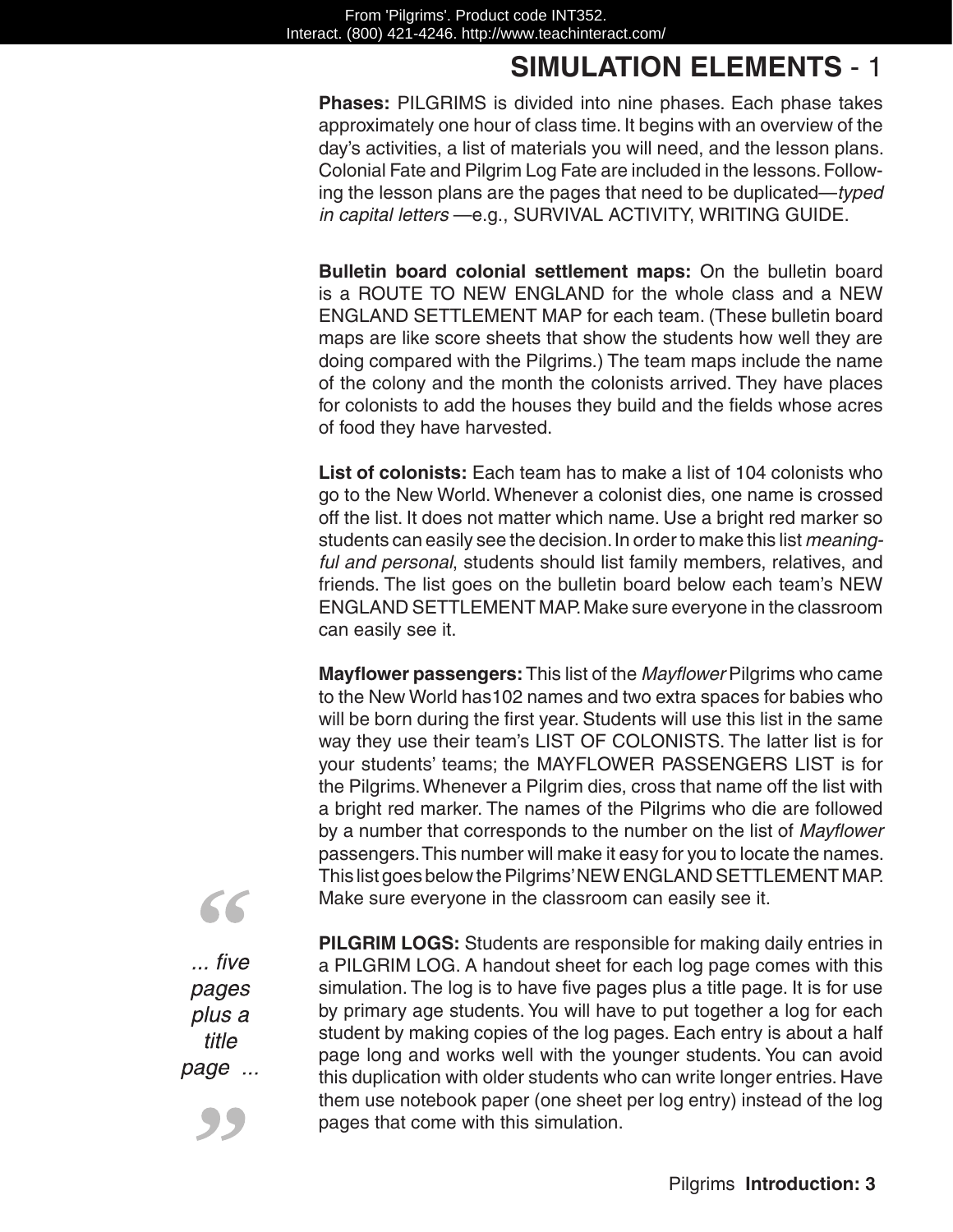# SIMULATION ELEMENTS - 1

**Phases:** PILGRIMS is divided into nine phases. Each phase takes approximately one hour of class time. It begins with an overview of the day's activities, a list of materials you will need, and the lesson plans. Colonial Fate and Pilgrim Log Fate are included in the lessons. Following the lesson plans are the pages that need to be duplicated—*typed in capital letters* —e.g., SURVIVAL ACTIVITY, WRITING GUIDE.

**Bulletin board colonial settlement maps:** On the bulletin board is a ROUTE TO NEW ENGLAND for the whole class and a NEW ENGLAND SETTLEMENT MAP for each team. (These bulletin board maps are like score sheets that show the students how well they are doing compared with the Pilgrims.) The team maps include the name of the colony and the month the colonists arrived. They have places for colonists to add the houses they build and the fields whose acres of food they have harvested.

**List of colonists:** Each team has to make a list of 104 colonists who go to the New World. Whenever a colonist dies, one name is crossed off the list. It does not matter which name. Use a bright red marker so students can easily see the decision. In order to make this list *meaningful and personal*, students should list family members, relatives, and friends. The list goes on the bulletin board below each team's NEW ENGLAND SETTLEMENT MAP. Make sure everyone in the classroom can easily see it.

**Mayflower passengers:** This list of the *Mayflower* Pilgrims who came to the New World has102 names and two extra spaces for babies who will be born during the first year. Students will use this list in the same way they use their team's LIST OF COLONISTS. The latter list is for your students' teams; the MAYFLOWER PASSENGERS LIST is for the Pilgrims. Whenever a Pilgrim dies, cross that name off the list with a bright red marker. The names of the Pilgrims who die are followed by a number that corresponds to the number on the list of *Mayflower* passengers. This number will make it easy for you to locate the names. This list goes below the Pilgrims' NEW ENGLAND SETTLEMENT MAP. Make sure everyone in the classroom can easily see it.

> *... five pages plus a title page ...*

**PILGRIM LOGS:** Students are responsible for making daily entries in a PILGRIM LOG. A handout sheet for each log page comes with this simulation. The log is to have five pages plus a title page. It is for use by primary age students. You will have to put together a log for each student by making copies of the log pages. Each entry is about a half page long and works well with the younger students. You can avoid this duplication with older students who can write longer entries. Have them use notebook paper (one sheet per log entry) instead of the log pages that come with this simulation.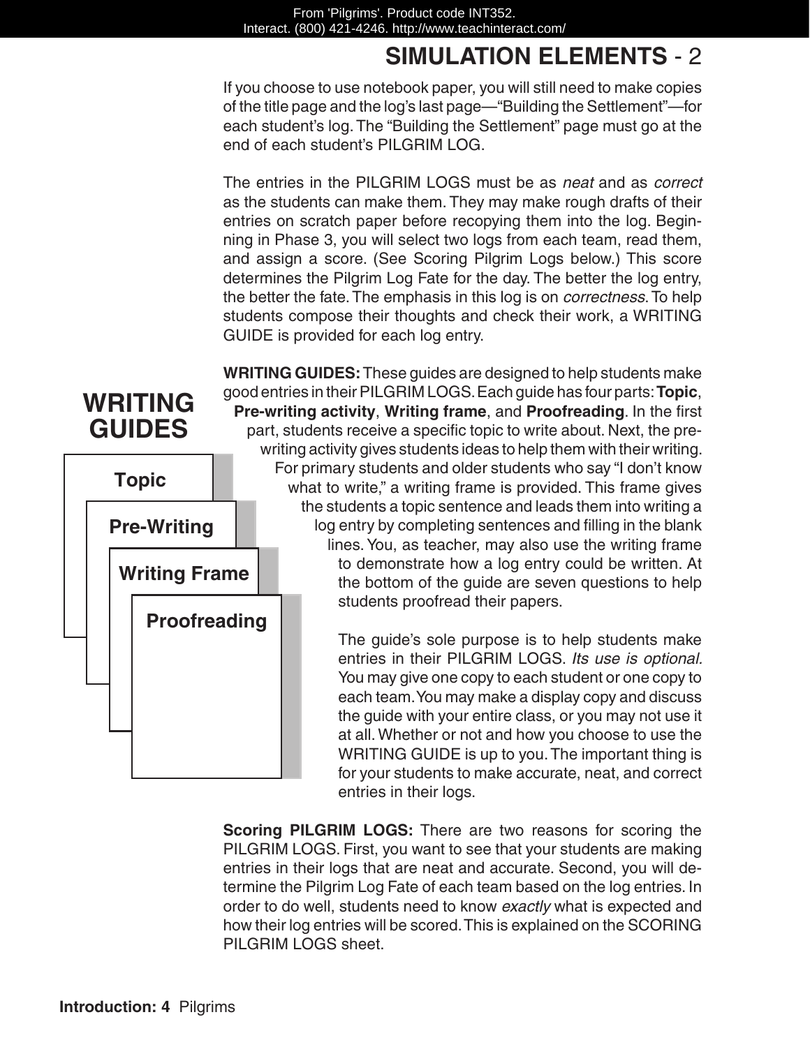# SIMULATION ELEMENTS - 2

If you choose to use notebook paper, you will still need to make copies of the title page and the log's last page—"Building the Settlement"—for each student's log. The "Building the Settlement" page must go at the end of each student's PILGRIM LOG.

The entries in the PILGRIM LOGS must be as *neat* and as *correct* as the students can make them. They may make rough drafts of their entries on scratch paper before recopying them into the log. Beginning in Phase 3, you will select two logs from each team, read them, and assign a score. (See Scoring Pilgrim Logs below.) This score determines the Pilgrim Log Fate for the day. The better the log entry, the better the fate. The emphasis in this log is on *correctness*. To help students compose their thoughts and check their work, a WRITING GUIDE is provided for each log entry.

## WRITING GUIDES

Topic

Pre-Writing

Writing Frame

Proofreading

**WRITING GUIDES:** These guides are designed to help students make good entries in their PILGRIM LOGS. Each guide has four parts: **Topic**, **Pre-writing activity**, **Writing frame**, and **Proofreading**. In the first part, students receive a specific topic to write about. Next, the pre-writing activity gives students ideas to help them with their writing. For primary students and older students who say "I don't know what to write," a writing frame is provided. This frame gives the students a topic sentence and leads them into writing a log entry by completing sentences and filling in the blank lines. You, as teacher, may also use the writing frame to demonstrate how a log entry could be written. At the bottom of the guide are seven questions to help students proofread their papers.

The guide's sole purpose is to help students make entries in their PILGRIM LOGS. *Its use is optional.* You may give one copy to each student or one copy to each team. You may make a display copy and discuss the guide with your entire class, or you may not use it at all. Whether or not and how you choose to use the WRITING GUIDE is up to you. The important thing is for your students to make accurate, neat, and correct entries in their logs.

**Scoring PILGRIM LOGS:** There are two reasons for scoring the PILGRIM LOGS. First, you want to see that your students are making entries in their logs that are neat and accurate. Second, you will determine the Pilgrim Log Fate of each team based on the log entries. In order to do well, students need to know *exactly* what is expected and how their log entries will be scored. This is explained on the SCORING PILGRIM LOGS sheet.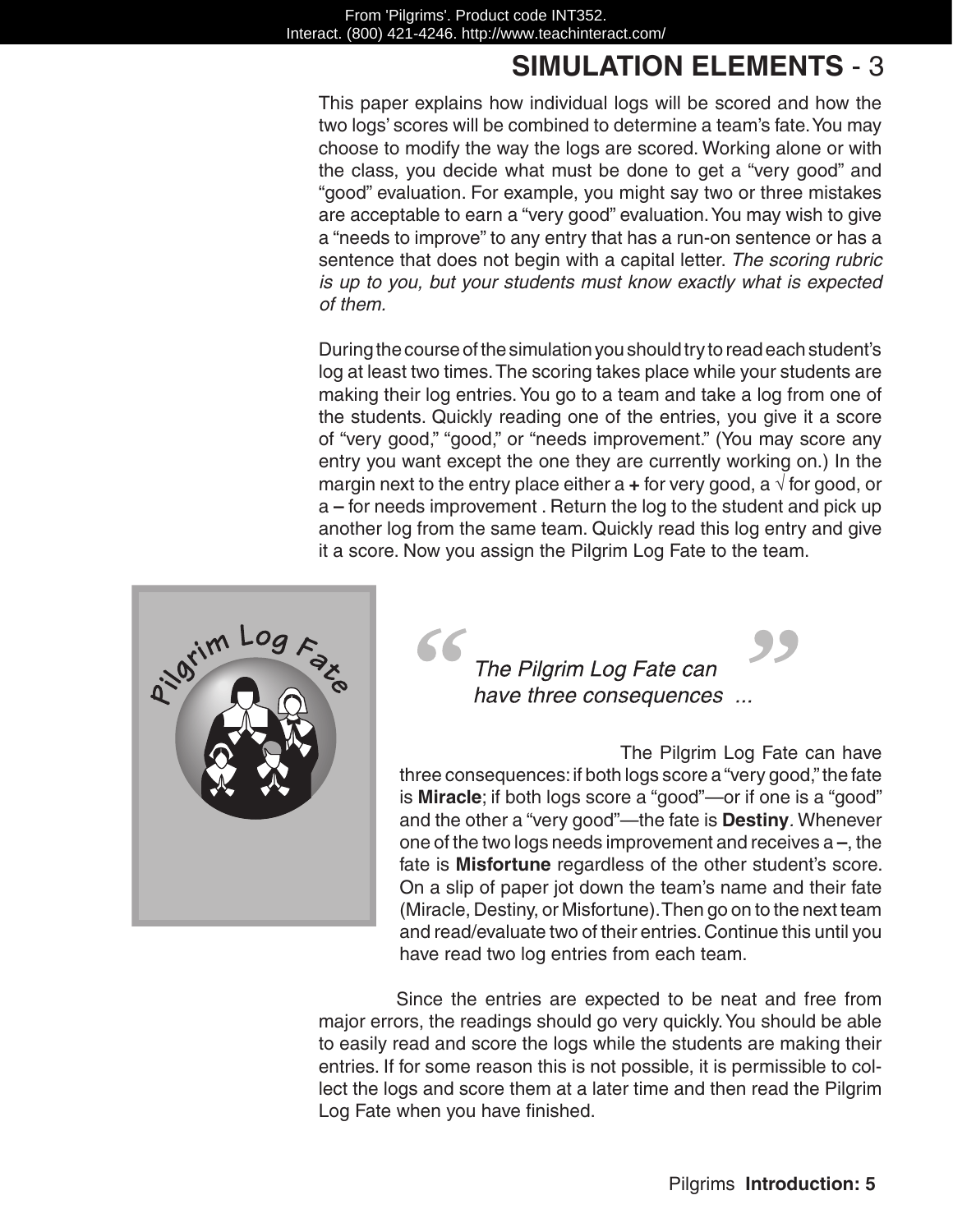## SIMULATION ELEMENTS - 3

This paper explains how individual logs will be scored and how the two logs' scores will be combined to determine a team's fate. You may choose to modify the way the logs are scored. Working alone or with the class, you decide what must be done to get a "very good" and "good" evaluation. For example, you might say two or three mistakes are acceptable to earn a "very good" evaluation. You may wish to give a "needs to improve" to any entry that has a run-on sentence or has a sentence that does not begin with a capital letter. *The scoring rubric is up to you, but your students must know exactly what is expected of them.*

During the course of the simulation you should try to read each student's log at least two times. The scoring takes place while your students are making their log entries. You go to a team and take a log from one of the students. Quickly reading one of the entries, you give it a score of "very good," "good," or "needs improvement." (You may score any entry you want except the one they are currently working on.) In the margin next to the entry place either a **+** for very good, a √ for good, or a **–** for needs improvement . Return the log to the student and pick up another log from the same team. Quickly read this log entry and give it a score. Now you assign the Pilgrim Log Fate to the team.

Pilgrim Log Fate

> *"The Pilgrim Log Fate can have three consequences ..."*

The Pilgrim Log Fate can have three consequences: if both logs score a "very good," the fate is **Miracle**; if both logs score a "good"—or if one is a "good" and the other a "very good"—the fate is **Destiny**. Whenever one of the two logs needs improvement and receives a **–**, the fate is **Misfortune** regardless of the other student's score. On a slip of paper jot down the team's name and their fate (Miracle, Destiny, or Misfortune). Then go on to the next team and read/evaluate two of their entries. Continue this until you have read two log entries from each team.

Since the entries are expected to be neat and free from major errors, the readings should go very quickly. You should be able to easily read and score the logs while the students are making their entries. If for some reason this is not possible, it is permissible to collect the logs and score them at a later time and then read the Pilgrim Log Fate when you have finished.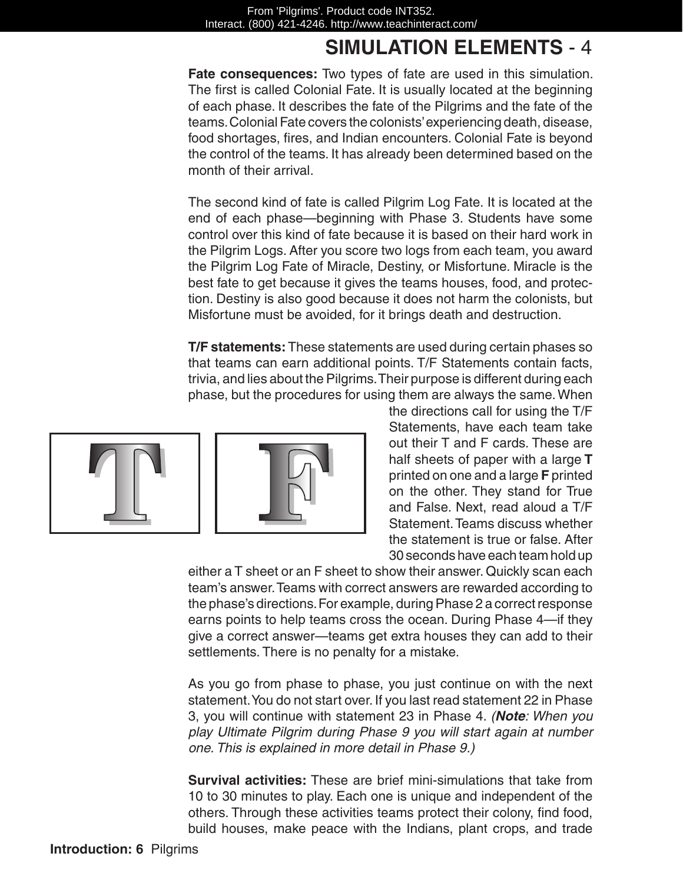# SIMULATION ELEMENTS - 4

**Fate consequences:** Two types of fate are used in this simulation. The first is called Colonial Fate. It is usually located at the beginning of each phase. It describes the fate of the Pilgrims and the fate of the teams. Colonial Fate covers the colonists' experiencing death, disease, food shortages, fires, and Indian encounters. Colonial Fate is beyond the control of the teams. It has already been determined based on the month of their arrival.

The second kind of fate is called Pilgrim Log Fate. It is located at the end of each phase—beginning with Phase 3. Students have some control over this kind of fate because it is based on their hard work in the Pilgrim Logs. After you score two logs from each team, you award the Pilgrim Log Fate of Miracle, Destiny, or Misfortune. Miracle is the best fate to get because it gives the teams houses, food, and protection. Destiny is also good because it does not harm the colonists, but Misfortune must be avoided, for it brings death and destruction.

**T/F statements:** These statements are used during certain phases so that teams can earn additional points. T/F Statements contain facts, trivia, and lies about the Pilgrims. Their purpose is different during each phase, but the procedures for using them are always the same. When the directions call for using the T/F Statements, have each team take out their T and F cards. These are half sheets of paper with a large **T** printed on one and a large **F** printed on the other. They stand for True and False. Next, read aloud a T/F Statement. Teams discuss whether the statement is true or false. After 30 seconds have each team hold up either a T sheet or an F sheet to show their answer. Quickly scan each team's answer. Teams with correct answers are rewarded according to the phase's directions. For example, during Phase 2 a correct response earns points to help teams cross the ocean. During Phase 4—if they give a correct answer—teams get extra houses they can add to their settlements. There is no penalty for a mistake.

As you go from phase to phase, you just continue on with the next statement. You do not start over. If you last read statement 22 in Phase 3, you will continue with statement 23 in Phase 4. *(**Note**: When you play Ultimate Pilgrim during Phase 9 you will start again at number one. This is explained in more detail in Phase 9.)*

**Survival activities:** These are brief mini-simulations that take from 10 to 30 minutes to play. Each one is unique and independent of the others. Through these activities teams protect their colony, find food, build houses, make peace with the Indians, plant crops, and trade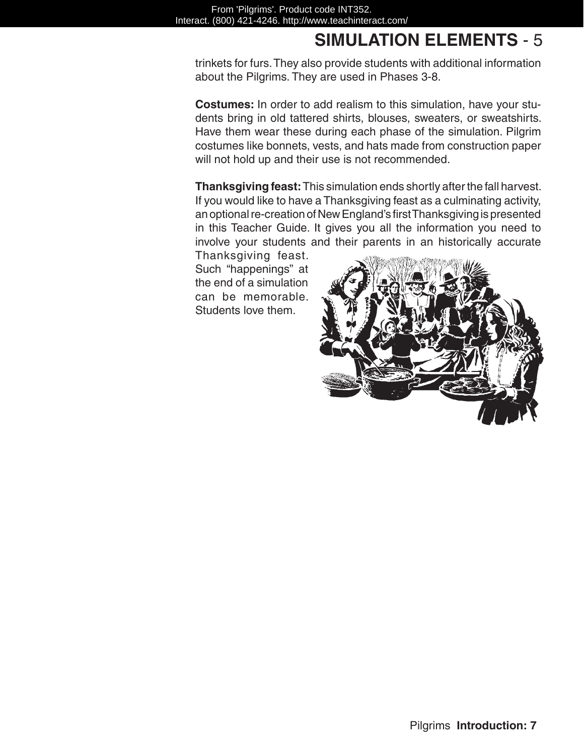## SIMULATION ELEMENTS - 5

trinkets for furs. They also provide students with additional information about the Pilgrims. They are used in Phases 3-8.

**Costumes:** In order to add realism to this simulation, have your students bring in old tattered shirts, blouses, sweaters, or sweatshirts. Have them wear these during each phase of the simulation. Pilgrim costumes like bonnets, vests, and hats made from construction paper will not hold up and their use is not recommended.

**Thanksgiving feast:** This simulation ends shortly after the fall harvest. If you would like to have a Thanksgiving feast as a culminating activity, an optional re-creation of New England's first Thanksgiving is presented in this Teacher Guide. It gives you all the information you need to involve your students and their parents in an historically accurate Thanksgiving feast. Such "happenings" at the end of a simulation can be memorable. Students love them.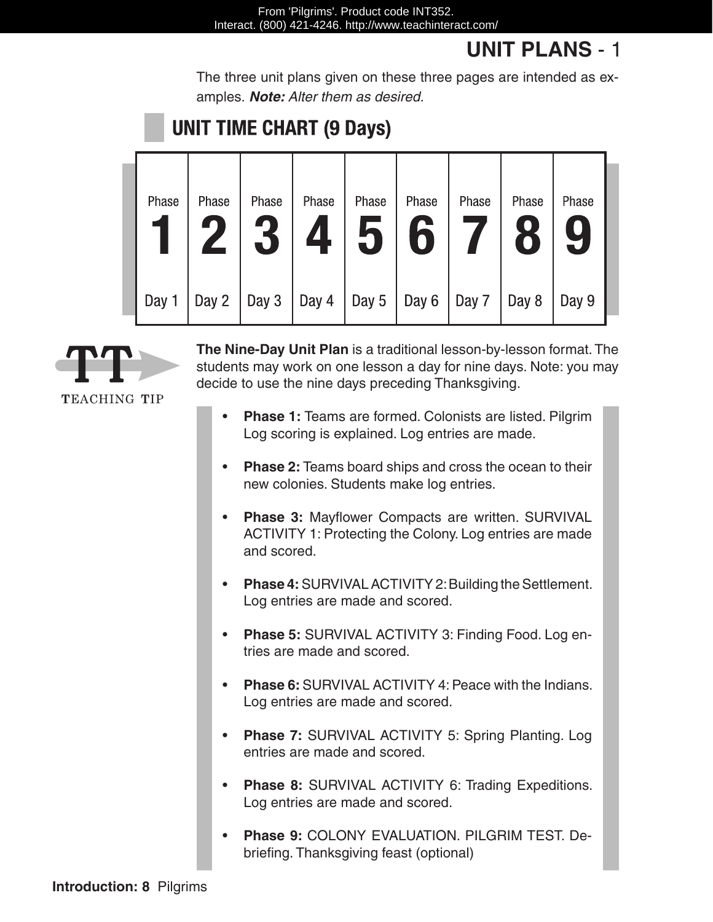# UNIT PLANS - 1

The three unit plans given on these three pages are intended as examples. ***Note:*** *Alter them as desired.*

## UNIT TIME CHART (9 Days)

| Phase 1 | Phase 2 | Phase 3 | Phase 4 | Phase 5 | Phase 6 | Phase 7 | Phase 8 | Phase 9 |
|---|---|---|---|---|---|---|---|---|
| Day 1 | Day 2 | Day 3 | Day 4 | Day 5 | Day 6 | Day 7 | Day 8 | Day 9 |

TT TEACHING TIP

**The Nine-Day Unit Plan** is a traditional lesson-by-lesson format. The students may work on one lesson a day for nine days. Note: you may decide to use the nine days preceding Thanksgiving.

- **Phase 1:** Teams are formed. Colonists are listed. Pilgrim Log scoring is explained. Log entries are made.
- **Phase 2:** Teams board ships and cross the ocean to their new colonies. Students make log entries.
- **Phase 3:** Mayflower Compacts are written. SURVIVAL ACTIVITY 1: Protecting the Colony. Log entries are made and scored.
- **Phase 4:** SURVIVAL ACTIVITY 2: Building the Settlement. Log entries are made and scored.
- **Phase 5:** SURVIVAL ACTIVITY 3: Finding Food. Log entries are made and scored.
- **Phase 6:** SURVIVAL ACTIVITY 4: Peace with the Indians. Log entries are made and scored.
- **Phase 7:** SURVIVAL ACTIVITY 5: Spring Planting. Log entries are made and scored.
- **Phase 8:** SURVIVAL ACTIVITY 6: Trading Expeditions. Log entries are made and scored.
- **Phase 9:** COLONY EVALUATION. PILGRIM TEST. Debriefing. Thanksgiving feast (optional)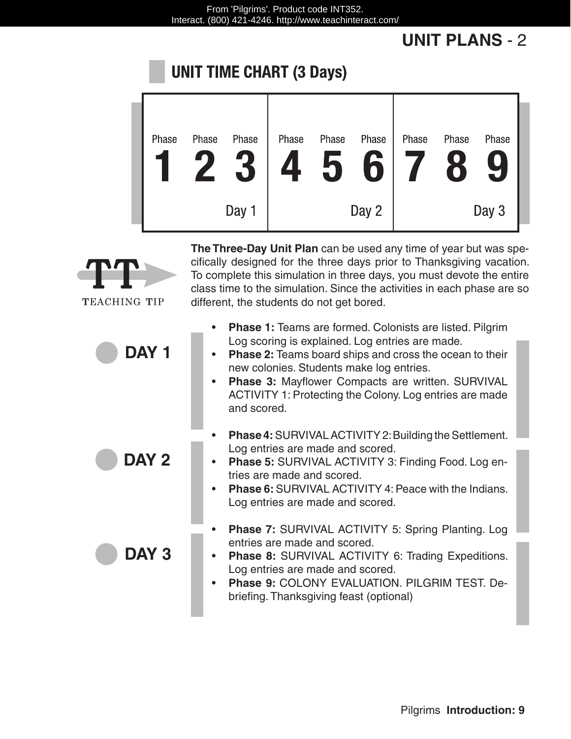# UNIT PLANS - 2

## UNIT TIME CHART (3 Days)

| Day 1 | | | Day 2 | | | Day 3 | | |
|---|---|---|---|---|---|---|---|---|
| Phase 1 | Phase 2 | Phase 3 | Phase 4 | Phase 5 | Phase 6 | Phase 7 | Phase 8 | Phase 9 |

TEACHING TIP

**The Three-Day Unit Plan** can be used any time of year but was specifically designed for the three days prior to Thanksgiving vacation. To complete this simulation in three days, you must devote the entire class time to the simulation. Since the activities in each phase are so different, the students do not get bored.

### DAY 1

- **Phase 1:** Teams are formed. Colonists are listed. Pilgrim Log scoring is explained. Log entries are made.
- **Phase 2:** Teams board ships and cross the ocean to their new colonies. Students make log entries.
- **Phase 3:** Mayflower Compacts are written. SURVIVAL ACTIVITY 1: Protecting the Colony. Log entries are made and scored.

### DAY 2

- **Phase 4:** SURVIVAL ACTIVITY 2: Building the Settlement. Log entries are made and scored.
- **Phase 5:** SURVIVAL ACTIVITY 3: Finding Food. Log entries are made and scored.
- **Phase 6:** SURVIVAL ACTIVITY 4: Peace with the Indians. Log entries are made and scored.

### DAY 3

- **Phase 7:** SURVIVAL ACTIVITY 5: Spring Planting. Log entries are made and scored.
- **Phase 8:** SURVIVAL ACTIVITY 6: Trading Expeditions. Log entries are made and scored.
- **Phase 9:** COLONY EVALUATION. PILGRIM TEST. Debriefing. Thanksgiving feast (optional)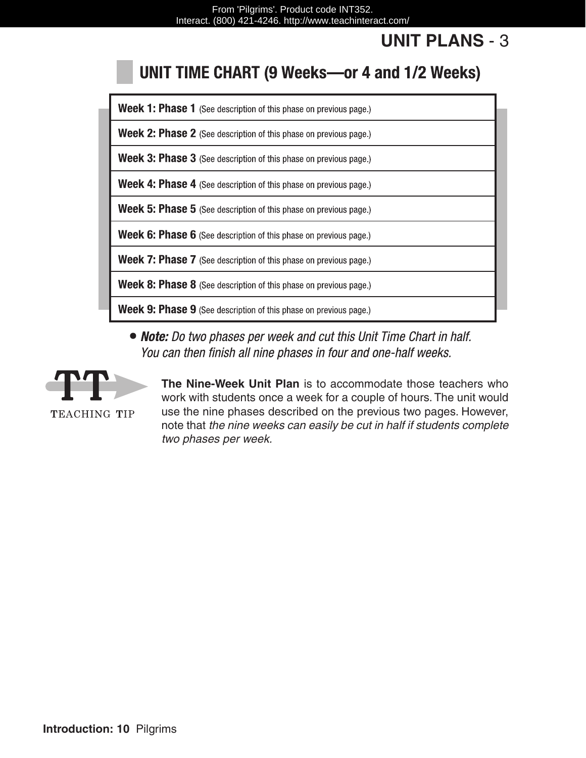## UNIT TIME CHART (9 Weeks—or 4 and 1/2 Weeks)

| |
|---|
| **Week 1: Phase 1** (See description of this phase on previous page.) |
| **Week 2: Phase 2** (See description of this phase on previous page.) |
| **Week 3: Phase 3** (See description of this phase on previous page.) |
| **Week 4: Phase 4** (See description of this phase on previous page.) |
| **Week 5: Phase 5** (See description of this phase on previous page.) |
| **Week 6: Phase 6** (See description of this phase on previous page.) |
| **Week 7: Phase 7** (See description of this phase on previous page.) |
| **Week 8: Phase 8** (See description of this phase on previous page.) |
| **Week 9: Phase 9** (See description of this phase on previous page.) |

- ***Note:*** *Do two phases per week and cut this Unit Time Chart in half. You can then finish all nine phases in four and one-half weeks.*

TEACHING TIP

**The Nine-Week Unit Plan** is to accommodate those teachers who work with students once a week for a couple of hours. The unit would use the nine phases described on the previous two pages. However, note that *the nine weeks can easily be cut in half if students complete two phases per week.*